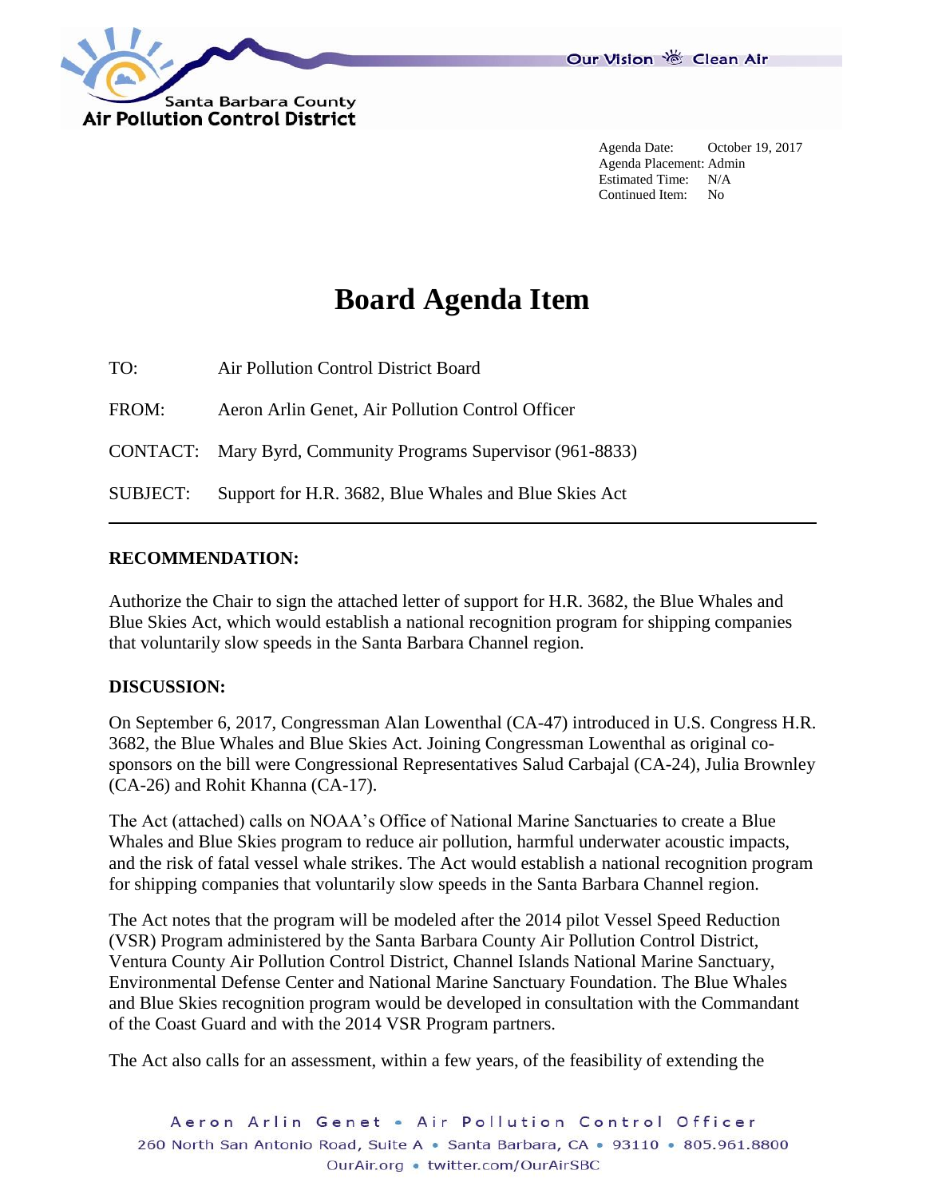Agenda Date: October 19, 2017
Agenda Placement: Admin
Estimated Time: N/A
Continued Item: No

# Board Agenda Item

TO: Air Pollution Control District Board

FROM: Aeron Arlin Genet, Air Pollution Control Officer

CONTACT: Mary Byrd, Community Programs Supervisor (961-8833)

SUBJECT: Support for H.R. 3682, Blue Whales and Blue Skies Act

---

## RECOMMENDATION:

Authorize the Chair to sign the attached letter of support for H.R. 3682, the Blue Whales and Blue Skies Act, which would establish a national recognition program for shipping companies that voluntarily slow speeds in the Santa Barbara Channel region.

## DISCUSSION:

On September 6, 2017, Congressman Alan Lowenthal (CA-47) introduced in U.S. Congress H.R. 3682, the Blue Whales and Blue Skies Act. Joining Congressman Lowenthal as original co-sponsors on the bill were Congressional Representatives Salud Carbajal (CA-24), Julia Brownley (CA-26) and Rohit Khanna (CA-17).

The Act (attached) calls on NOAA's Office of National Marine Sanctuaries to create a Blue Whales and Blue Skies program to reduce air pollution, harmful underwater acoustic impacts, and the risk of fatal vessel whale strikes. The Act would establish a national recognition program for shipping companies that voluntarily slow speeds in the Santa Barbara Channel region.

The Act notes that the program will be modeled after the 2014 pilot Vessel Speed Reduction (VSR) Program administered by the Santa Barbara County Air Pollution Control District, Ventura County Air Pollution Control District, Channel Islands National Marine Sanctuary, Environmental Defense Center and National Marine Sanctuary Foundation. The Blue Whales and Blue Skies recognition program would be developed in consultation with the Commandant of the Coast Guard and with the 2014 VSR Program partners.

The Act also calls for an assessment, within a few years, of the feasibility of extending the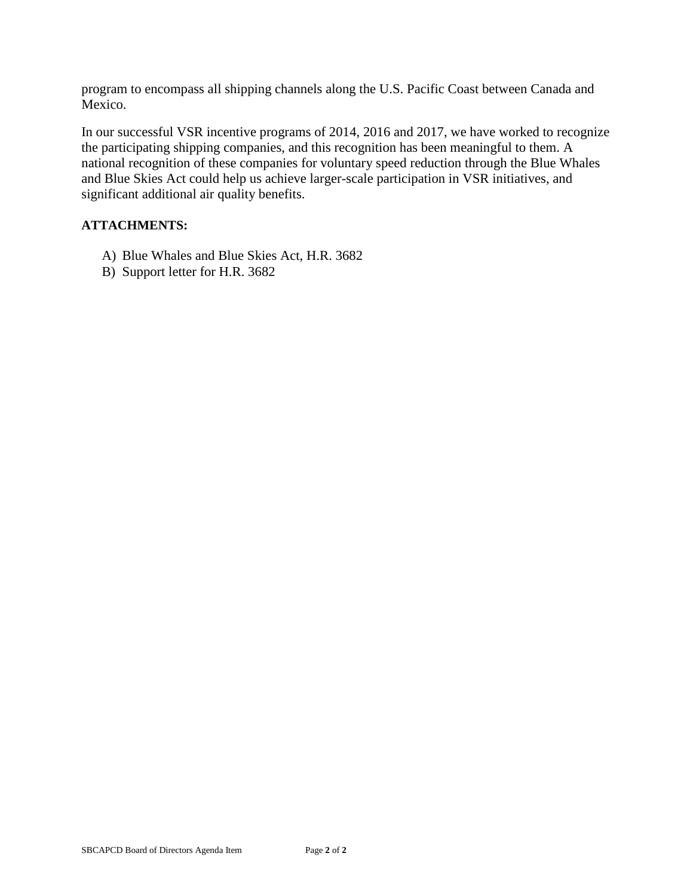program to encompass all shipping channels along the U.S. Pacific Coast between Canada and Mexico.

In our successful VSR incentive programs of 2014, 2016 and 2017, we have worked to recognize the participating shipping companies, and this recognition has been meaningful to them. A national recognition of these companies for voluntary speed reduction through the Blue Whales and Blue Skies Act could help us achieve larger-scale participation in VSR initiatives, and significant additional air quality benefits.

**ATTACHMENTS:**

A) Blue Whales and Blue Skies Act, H.R. 3682
B) Support letter for H.R. 3682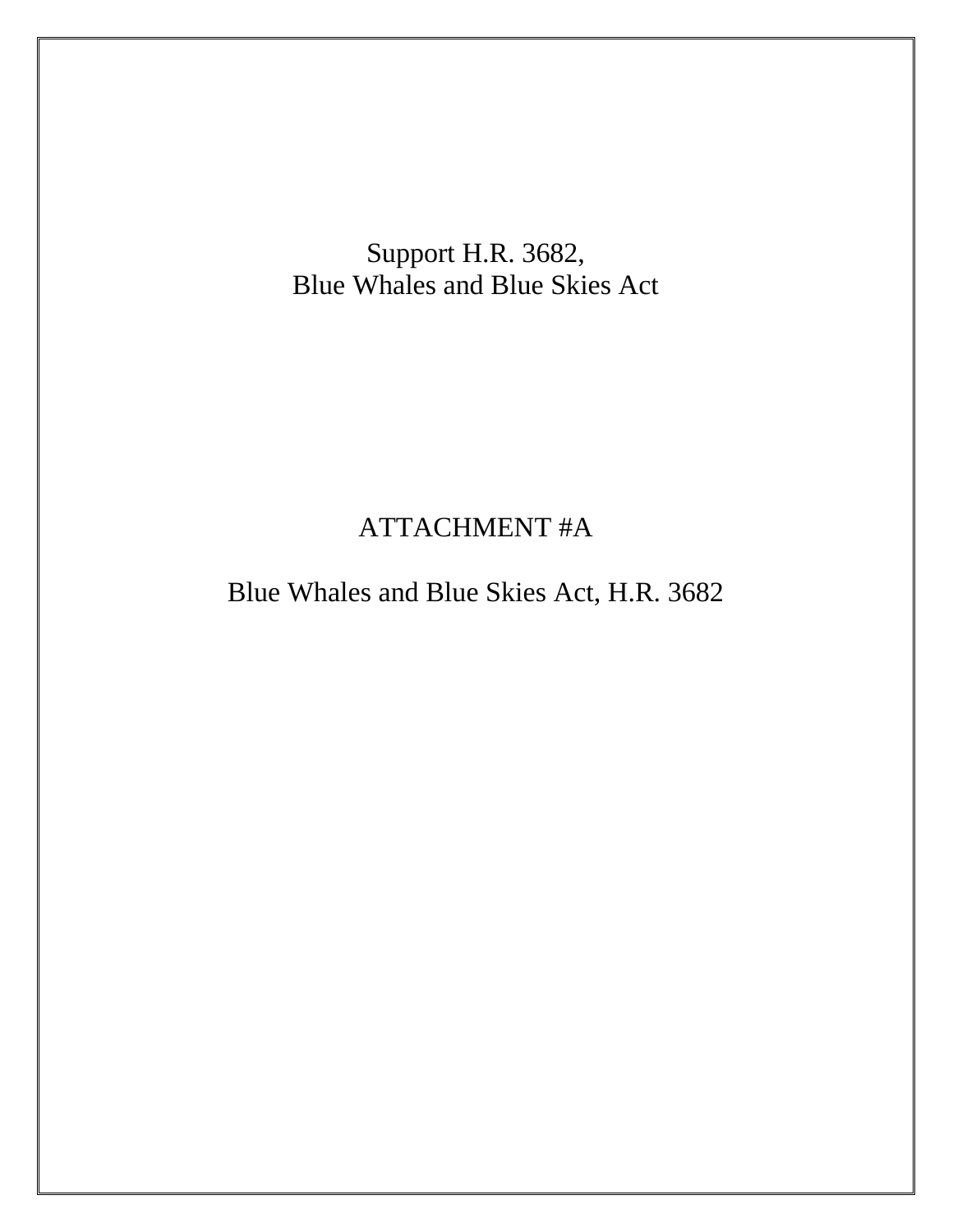Support H.R. 3682,
Blue Whales and Blue Skies Act

ATTACHMENT #A

Blue Whales and Blue Skies Act, H.R. 3682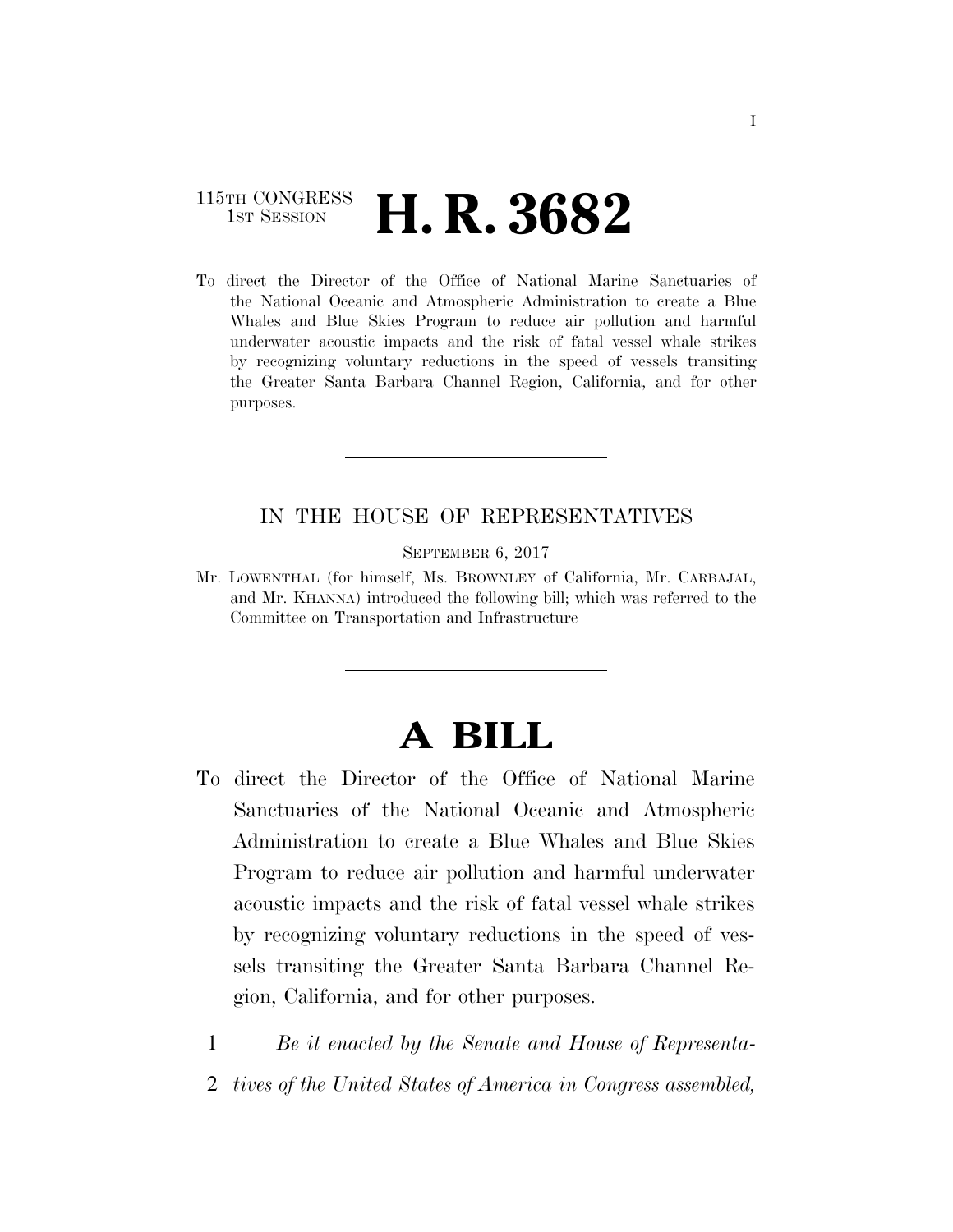115TH CONGRESS
1ST SESSION

# H. R. 3682

To direct the Director of the Office of National Marine Sanctuaries of the National Oceanic and Atmospheric Administration to create a Blue Whales and Blue Skies Program to reduce air pollution and harmful underwater acoustic impacts and the risk of fatal vessel whale strikes by recognizing voluntary reductions in the speed of vessels transiting the Greater Santa Barbara Channel Region, California, and for other purposes.

---

IN THE HOUSE OF REPRESENTATIVES

SEPTEMBER 6, 2017

Mr. LOWENTHAL (for himself, Ms. BROWNLEY of California, Mr. CARBAJAL, and Mr. KHANNA) introduced the following bill; which was referred to the Committee on Transportation and Infrastructure

---

# A BILL

To direct the Director of the Office of National Marine Sanctuaries of the National Oceanic and Atmospheric Administration to create a Blue Whales and Blue Skies Program to reduce air pollution and harmful underwater acoustic impacts and the risk of fatal vessel whale strikes by recognizing voluntary reductions in the speed of vessels transiting the Greater Santa Barbara Channel Region, California, and for other purposes.

1 *Be it enacted by the Senate and House of Representa-*
2 *tives of the United States of America in Congress assembled,*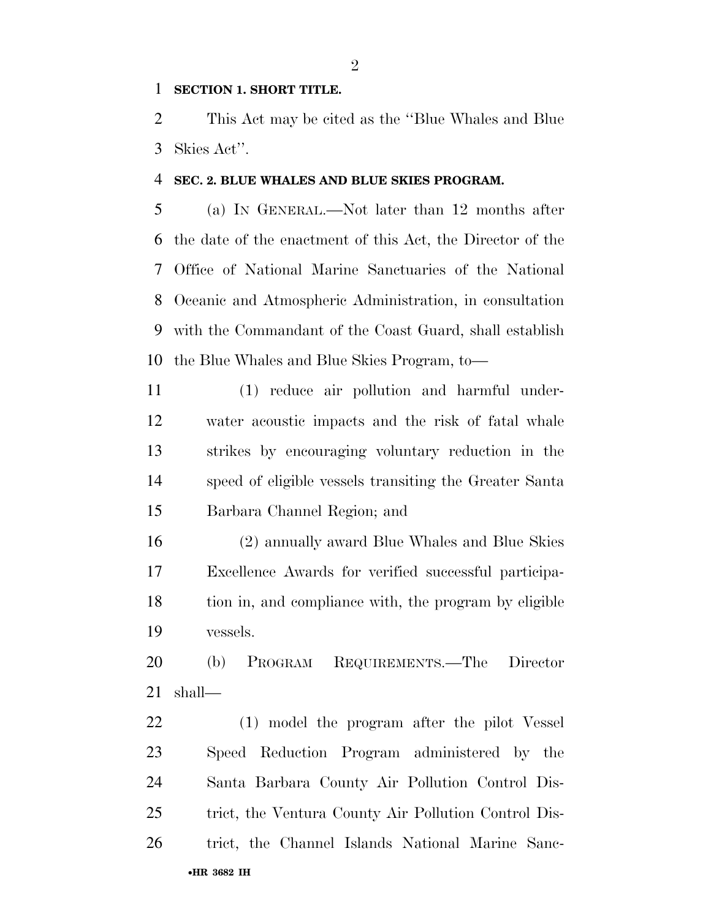**SECTION 1. SHORT TITLE.**

This Act may be cited as the "Blue Whales and Blue Skies Act".

**SEC. 2. BLUE WHALES AND BLUE SKIES PROGRAM.**

(a) IN GENERAL.—Not later than 12 months after the date of the enactment of this Act, the Director of the Office of National Marine Sanctuaries of the National Oceanic and Atmospheric Administration, in consultation with the Commandant of the Coast Guard, shall establish the Blue Whales and Blue Skies Program, to—

(1) reduce air pollution and harmful underwater acoustic impacts and the risk of fatal whale strikes by encouraging voluntary reduction in the speed of eligible vessels transiting the Greater Santa Barbara Channel Region; and

(2) annually award Blue Whales and Blue Skies Excellence Awards for verified successful participation in, and compliance with, the program by eligible vessels.

(b) PROGRAM REQUIREMENTS.—The Director shall—

(1) model the program after the pilot Vessel Speed Reduction Program administered by the Santa Barbara County Air Pollution Control District, the Ventura County Air Pollution Control District, the Channel Islands National Marine Sanc-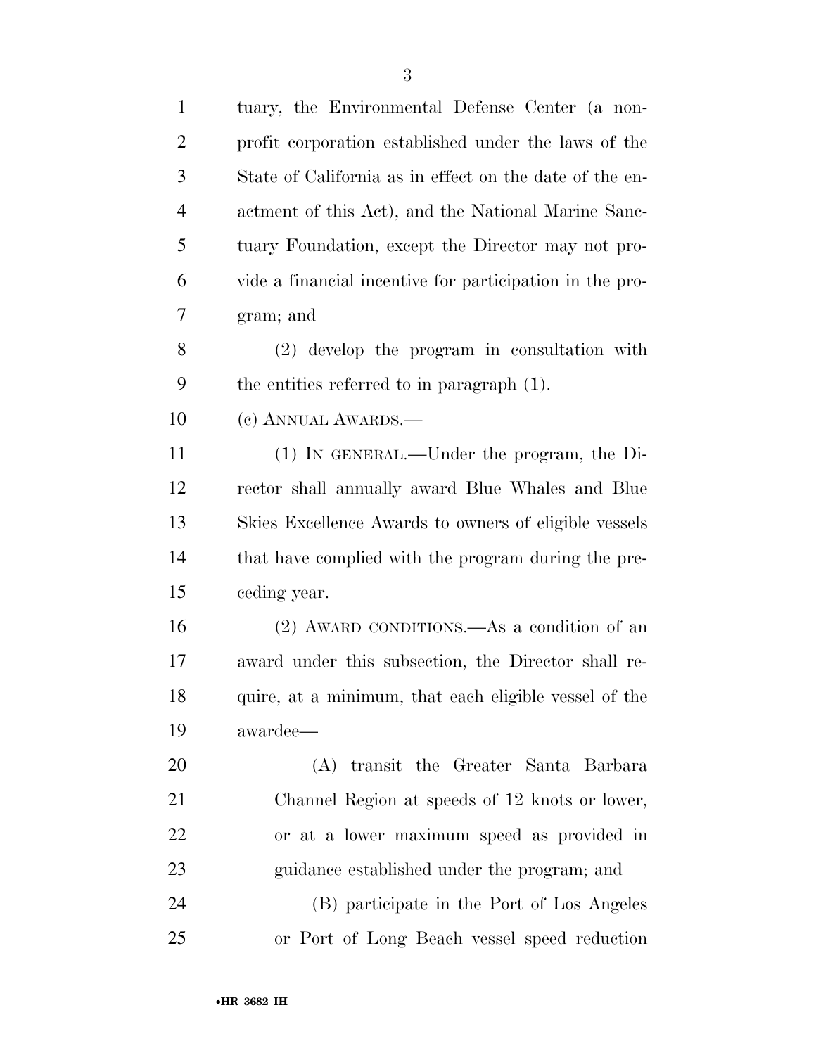tuary, the Environmental Defense Center (a non-profit corporation established under the laws of the State of California as in effect on the date of the enactment of this Act), and the National Marine Sanctuary Foundation, except the Director may not provide a financial incentive for participation in the program; and

(2) develop the program in consultation with the entities referred to in paragraph (1).

(c) ANNUAL AWARDS.—

(1) IN GENERAL.—Under the program, the Director shall annually award Blue Whales and Blue Skies Excellence Awards to owners of eligible vessels that have complied with the program during the preceding year.

(2) AWARD CONDITIONS.—As a condition of an award under this subsection, the Director shall require, at a minimum, that each eligible vessel of the awardee—

(A) transit the Greater Santa Barbara Channel Region at speeds of 12 knots or lower, or at a lower maximum speed as provided in guidance established under the program; and

(B) participate in the Port of Los Angeles or Port of Long Beach vessel speed reduction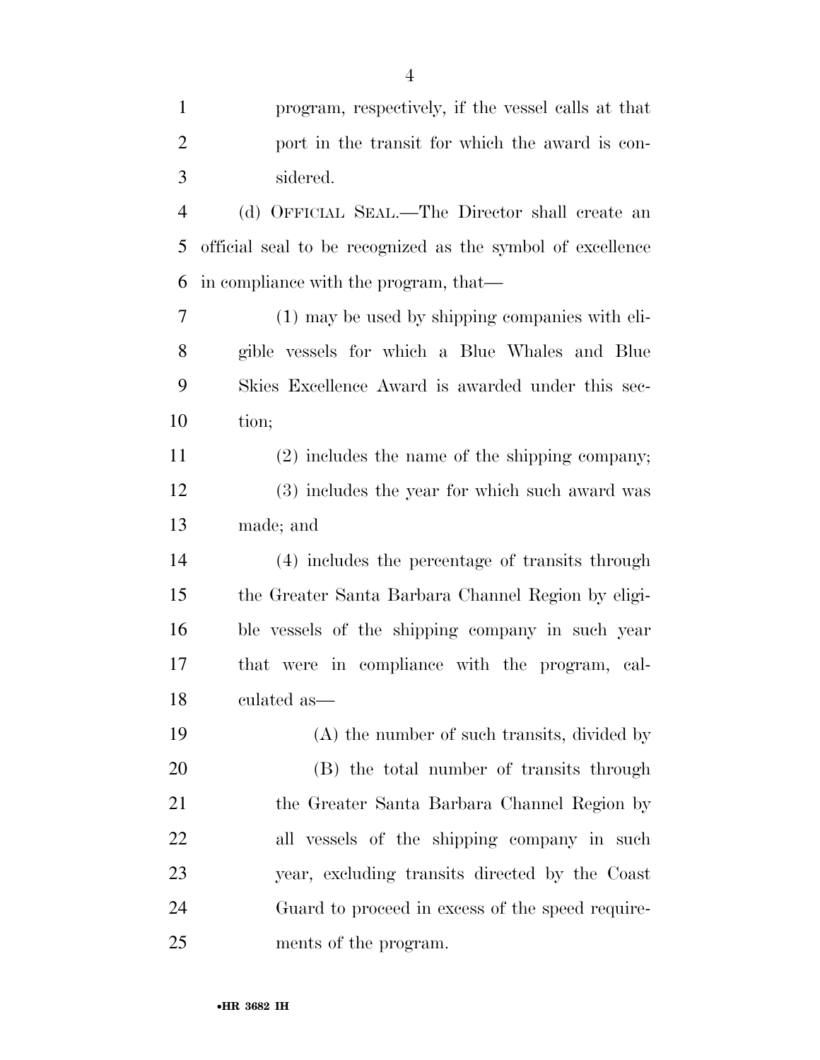program, respectively, if the vessel calls at that port in the transit for which the award is considered.

(d) OFFICIAL SEAL.—The Director shall create an official seal to be recognized as the symbol of excellence in compliance with the program, that—

(1) may be used by shipping companies with eligible vessels for which a Blue Whales and Blue Skies Excellence Award is awarded under this section;

(2) includes the name of the shipping company;

(3) includes the year for which such award was made; and

(4) includes the percentage of transits through the Greater Santa Barbara Channel Region by eligible vessels of the shipping company in such year that were in compliance with the program, calculated as—

(A) the number of such transits, divided by

(B) the total number of transits through the Greater Santa Barbara Channel Region by all vessels of the shipping company in such year, excluding transits directed by the Coast Guard to proceed in excess of the speed requirements of the program.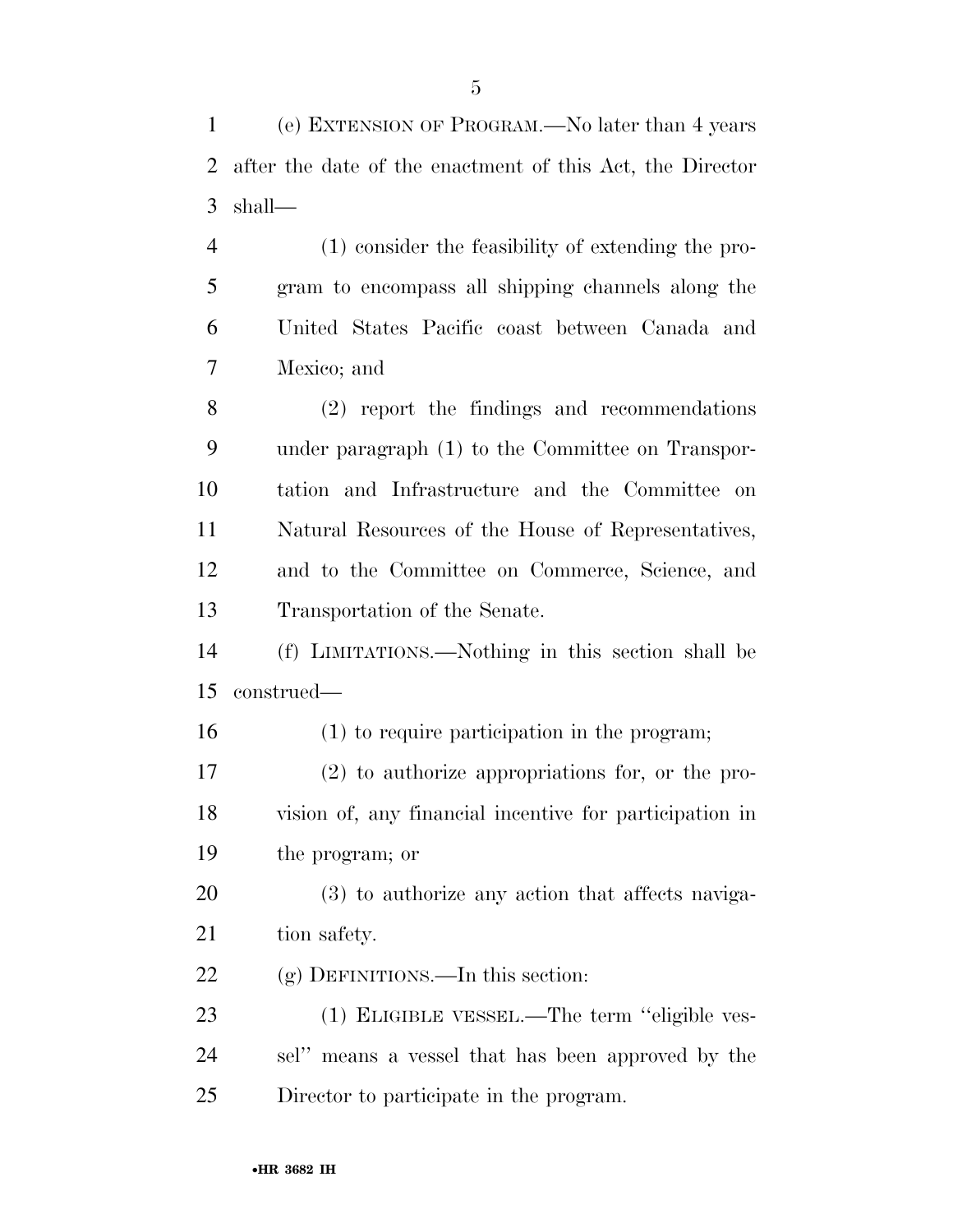(e) EXTENSION OF PROGRAM.—No later than 4 years after the date of the enactment of this Act, the Director shall—

(1) consider the feasibility of extending the program to encompass all shipping channels along the United States Pacific coast between Canada and Mexico; and

(2) report the findings and recommendations under paragraph (1) to the Committee on Transportation and Infrastructure and the Committee on Natural Resources of the House of Representatives, and to the Committee on Commerce, Science, and Transportation of the Senate.

(f) LIMITATIONS.—Nothing in this section shall be construed—

(1) to require participation in the program;

(2) to authorize appropriations for, or the provision of, any financial incentive for participation in the program; or

(3) to authorize any action that affects navigation safety.

(g) DEFINITIONS.—In this section:

(1) ELIGIBLE VESSEL.—The term ''eligible vessel'' means a vessel that has been approved by the Director to participate in the program.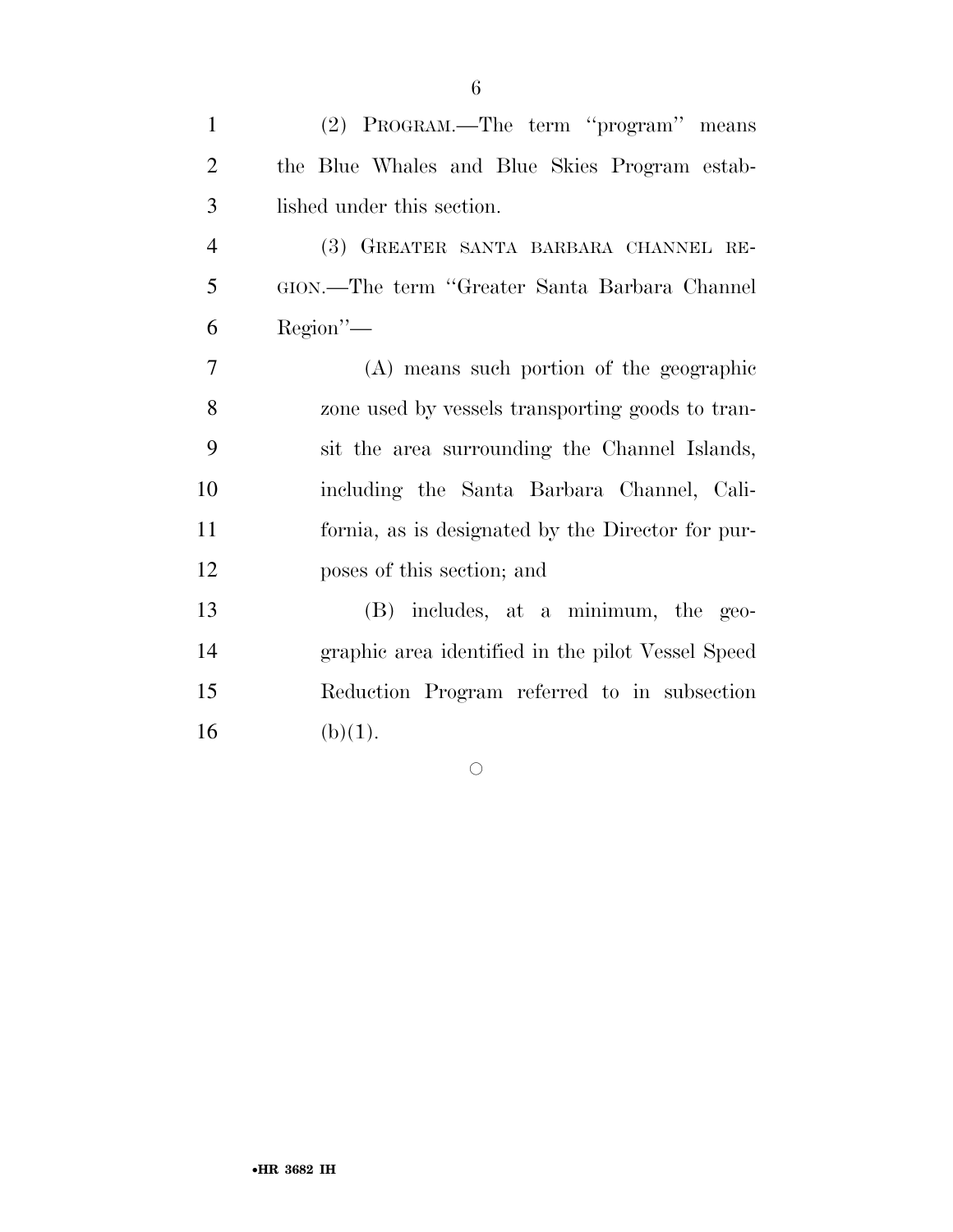(2) PROGRAM.—The term ''program'' means the Blue Whales and Blue Skies Program established under this section.

(3) GREATER SANTA BARBARA CHANNEL REGION.—The term ''Greater Santa Barbara Channel Region''—

(A) means such portion of the geographic zone used by vessels transporting goods to transit the area surrounding the Channel Islands, including the Santa Barbara Channel, California, as is designated by the Director for purposes of this section; and

(B) includes, at a minimum, the geographic area identified in the pilot Vessel Speed Reduction Program referred to in subsection (b)(1).

○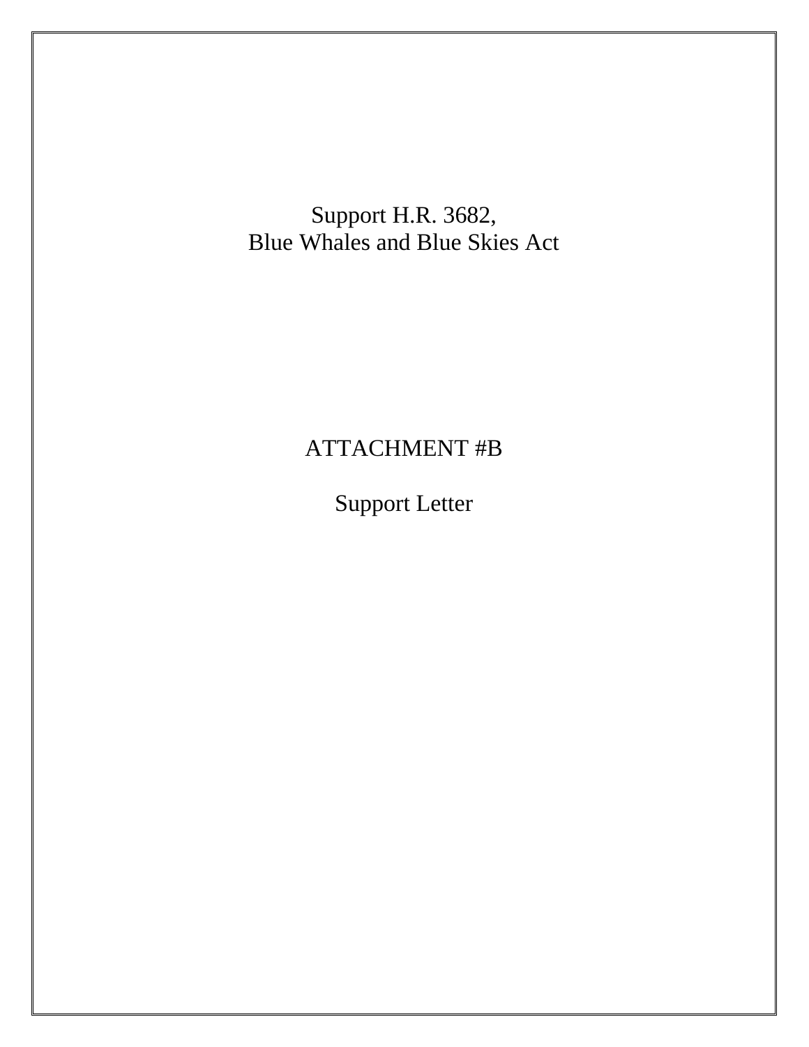Support H.R. 3682,
Blue Whales and Blue Skies Act

ATTACHMENT #B

Support Letter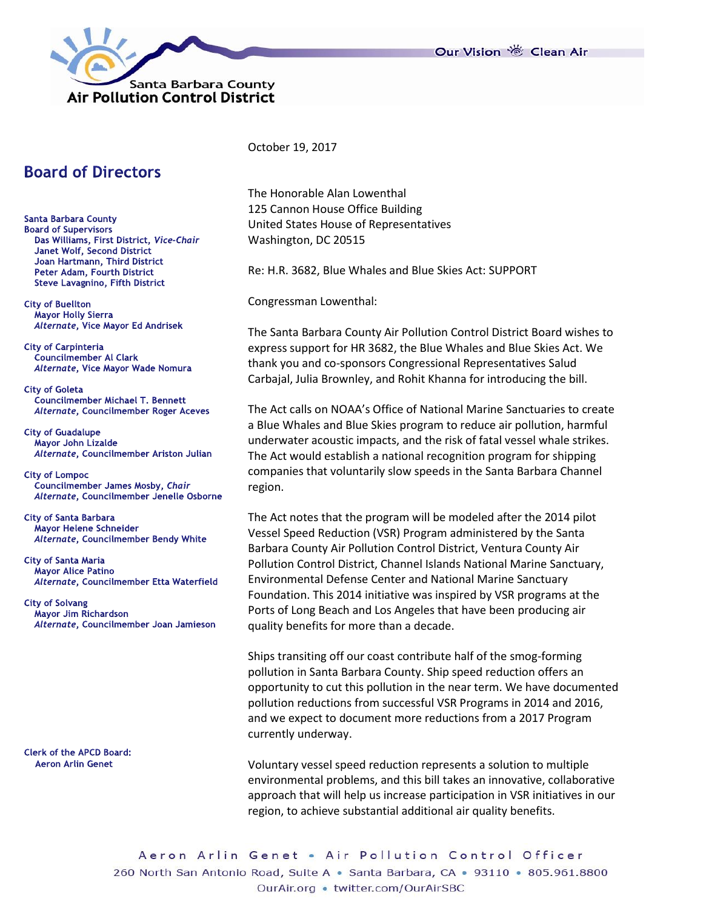Santa Barbara County
Air Pollution Control District

Our Vision Clean Air

## Board of Directors

**Santa Barbara County Board of Supervisors**
Das Williams, First District, *Vice-Chair*
Janet Wolf, Second District
Joan Hartmann, Third District
Peter Adam, Fourth District
Steve Lavagnino, Fifth District

**City of Buellton**
Mayor Holly Sierra
*Alternate*, Vice Mayor Ed Andrisek

**City of Carpinteria**
Councilmember Al Clark
*Alternate*, Vice Mayor Wade Nomura

**City of Goleta**
Councilmember Michael T. Bennett
*Alternate*, Councilmember Roger Aceves

**City of Guadalupe**
Mayor John Lizalde
*Alternate*, Councilmember Ariston Julian

**City of Lompoc**
Councilmember James Mosby, *Chair*
*Alternate*, Councilmember Jenelle Osborne

**City of Santa Barbara**
Mayor Helene Schneider
*Alternate*, Councilmember Bendy White

**City of Santa Maria**
Mayor Alice Patino
*Alternate*, Councilmember Etta Waterfield

**City of Solvang**
Mayor Jim Richardson
*Alternate*, Councilmember Joan Jamieson

**Clerk of the APCD Board:**
Aeron Arlin Genet

---

October 19, 2017

The Honorable Alan Lowenthal
125 Cannon House Office Building
United States House of Representatives
Washington, DC 20515

Re: H.R. 3682, Blue Whales and Blue Skies Act: SUPPORT

Congressman Lowenthal:

The Santa Barbara County Air Pollution Control District Board wishes to express support for HR 3682, the Blue Whales and Blue Skies Act. We thank you and co-sponsors Congressional Representatives Salud Carbajal, Julia Brownley, and Rohit Khanna for introducing the bill.

The Act calls on NOAA's Office of National Marine Sanctuaries to create a Blue Whales and Blue Skies program to reduce air pollution, harmful underwater acoustic impacts, and the risk of fatal vessel whale strikes. The Act would establish a national recognition program for shipping companies that voluntarily slow speeds in the Santa Barbara Channel region.

The Act notes that the program will be modeled after the 2014 pilot Vessel Speed Reduction (VSR) Program administered by the Santa Barbara County Air Pollution Control District, Ventura County Air Pollution Control District, Channel Islands National Marine Sanctuary, Environmental Defense Center and National Marine Sanctuary Foundation. This 2014 initiative was inspired by VSR programs at the Ports of Long Beach and Los Angeles that have been producing air quality benefits for more than a decade.

Ships transiting off our coast contribute half of the smog-forming pollution in Santa Barbara County. Ship speed reduction offers an opportunity to cut this pollution in the near term. We have documented pollution reductions from successful VSR Programs in 2014 and 2016, and we expect to document more reductions from a 2017 Program currently underway.

Voluntary vessel speed reduction represents a solution to multiple environmental problems, and this bill takes an innovative, collaborative approach that will help us increase participation in VSR initiatives in our region, to achieve substantial additional air quality benefits.

Aeron Arlin Genet • Air Pollution Control Officer
260 North San Antonio Road, Suite A • Santa Barbara, CA • 93110 • 805.961.8800
OurAir.org • twitter.com/OurAirSBC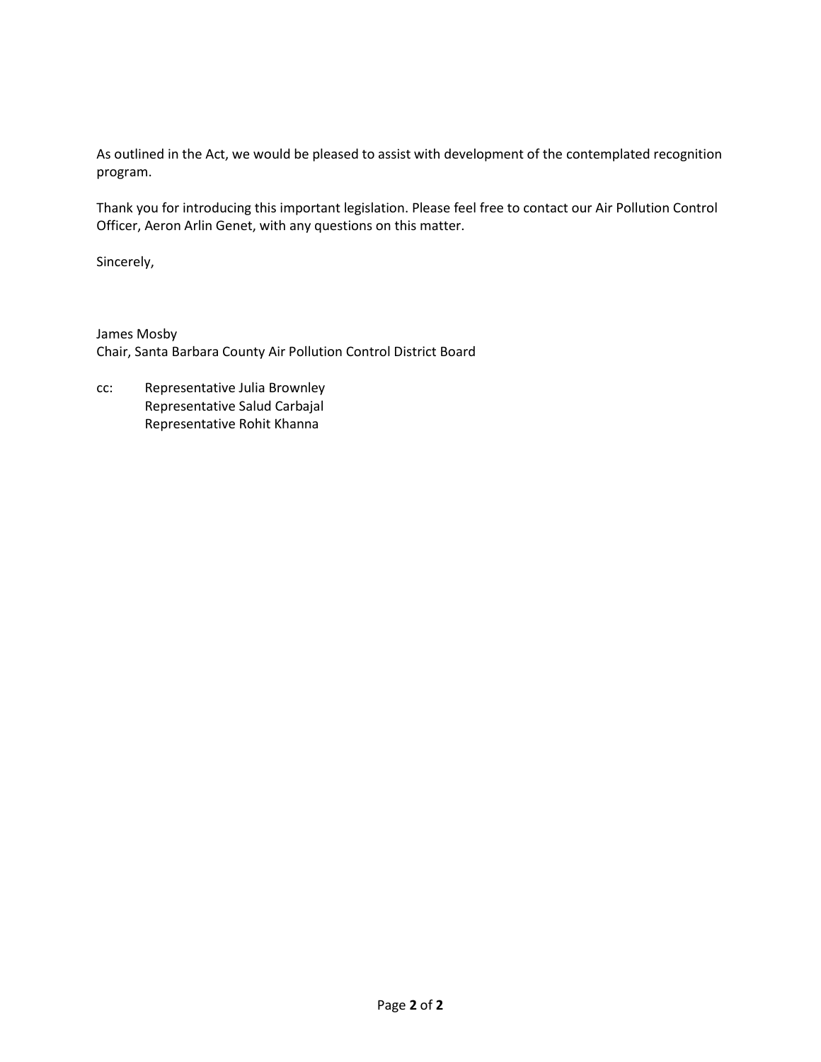As outlined in the Act, we would be pleased to assist with development of the contemplated recognition program.

Thank you for introducing this important legislation. Please feel free to contact our Air Pollution Control Officer, Aeron Arlin Genet, with any questions on this matter.

Sincerely,

James Mosby
Chair, Santa Barbara County Air Pollution Control District Board

cc: Representative Julia Brownley
Representative Salud Carbajal
Representative Rohit Khanna